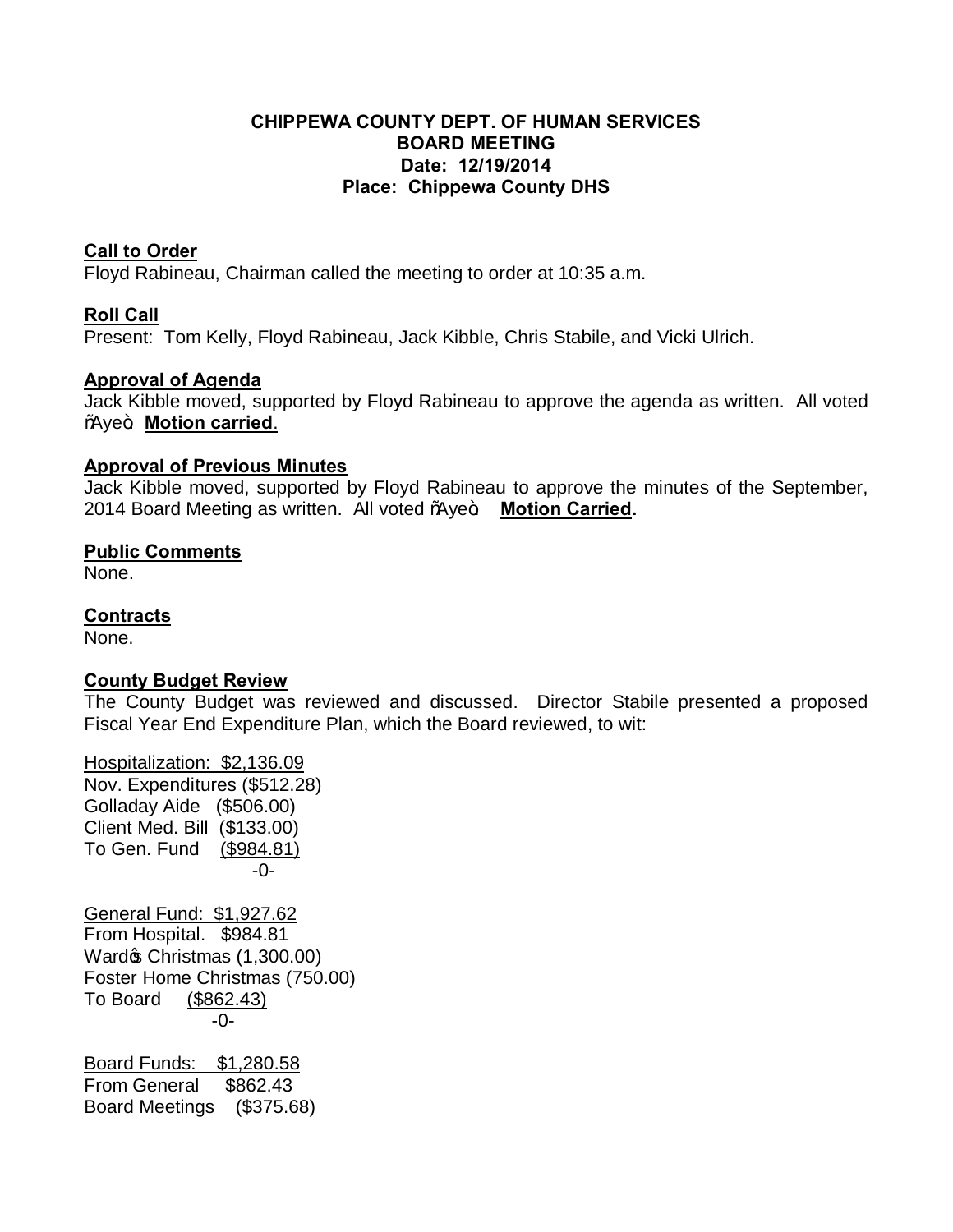**CHIPPEWA COUNTY DEPT. OF HUMAN SERVICES**
**BOARD MEETING**
**Date: 12/19/2014**
**Place: Chippewa County DHS**

## Call to Order

Floyd Rabineau, Chairman called the meeting to order at 10:35 a.m.

## Roll Call

Present: Tom Kelly, Floyd Rabineau, Jack Kibble, Chris Stabile, and Vicki Ulrich.

## Approval of Agenda

Jack Kibble moved, supported by Floyd Rabineau to approve the agenda as written. All voted "Aye". **Motion carried**.

## Approval of Previous Minutes

Jack Kibble moved, supported by Floyd Rabineau to approve the minutes of the September, 2014 Board Meeting as written. All voted "Aye". **Motion Carried.**

## Public Comments

None.

## Contracts

None.

## County Budget Review

The County Budget was reviewed and discussed. Director Stabile presented a proposed Fiscal Year End Expenditure Plan, which the Board reviewed, to wit:

Hospitalization: $2,136.09
Nov. Expenditures ($512.28)
Golladay Aide ($506.00)
Client Med. Bill ($133.00)
To Gen. Fund ($984.81)
-0-

General Fund: $1,927.62
From Hospital. $984.81
Ward's Christmas (1,300.00)
Foster Home Christmas (750.00)
To Board ($862.43)
-0-

Board Funds: $1,280.58
From General $862.43
Board Meetings ($375.68)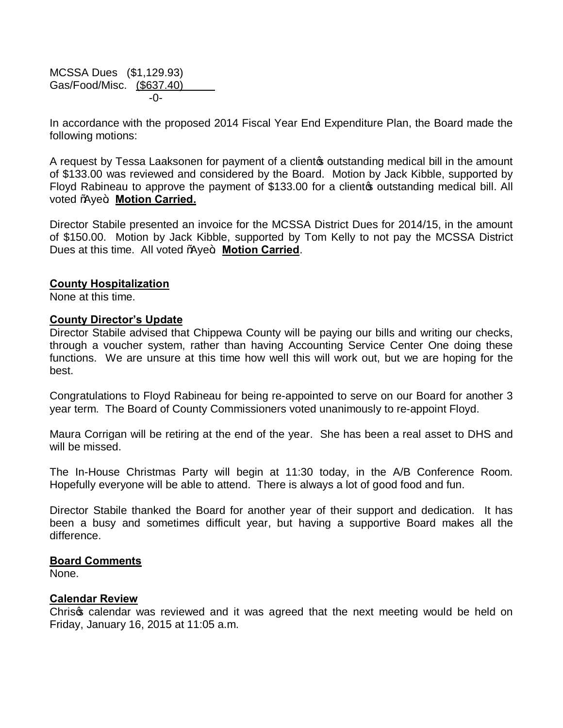MCSSA Dues (\$1,129.93)
Gas/Food/Misc. <u>(\$637.40)</u>
-0-

In accordance with the proposed 2014 Fiscal Year End Expenditure Plan, the Board made the following motions:

A request by Tessa Laaksonen for payment of a client's outstanding medical bill in the amount of \$133.00 was reviewed and considered by the Board. Motion by Jack Kibble, supported by Floyd Rabineau to approve the payment of \$133.00 for a client's outstanding medical bill. All voted "Aye". **<u>Motion Carried.</u>**

Director Stabile presented an invoice for the MCSSA District Dues for 2014/15, in the amount of \$150.00. Motion by Jack Kibble, supported by Tom Kelly to not pay the MCSSA District Dues at this time. All voted "Aye". **<u>Motion Carried</u>**.

## <u>County Hospitalization</u>

None at this time.

## <u>County Director's Update</u>

Director Stabile advised that Chippewa County will be paying our bills and writing our checks, through a voucher system, rather than having Accounting Service Center One doing these functions. We are unsure at this time how well this will work out, but we are hoping for the best.

Congratulations to Floyd Rabineau for being re-appointed to serve on our Board for another 3 year term. The Board of County Commissioners voted unanimously to re-appoint Floyd.

Maura Corrigan will be retiring at the end of the year. She has been a real asset to DHS and will be missed.

The In-House Christmas Party will begin at 11:30 today, in the A/B Conference Room. Hopefully everyone will be able to attend. There is always a lot of good food and fun.

Director Stabile thanked the Board for another year of their support and dedication. It has been a busy and sometimes difficult year, but having a supportive Board makes all the difference.

## <u>Board Comments</u>

None.

## <u>Calendar Review</u>

Chris's calendar was reviewed and it was agreed that the next meeting would be held on Friday, January 16, 2015 at 11:05 a.m.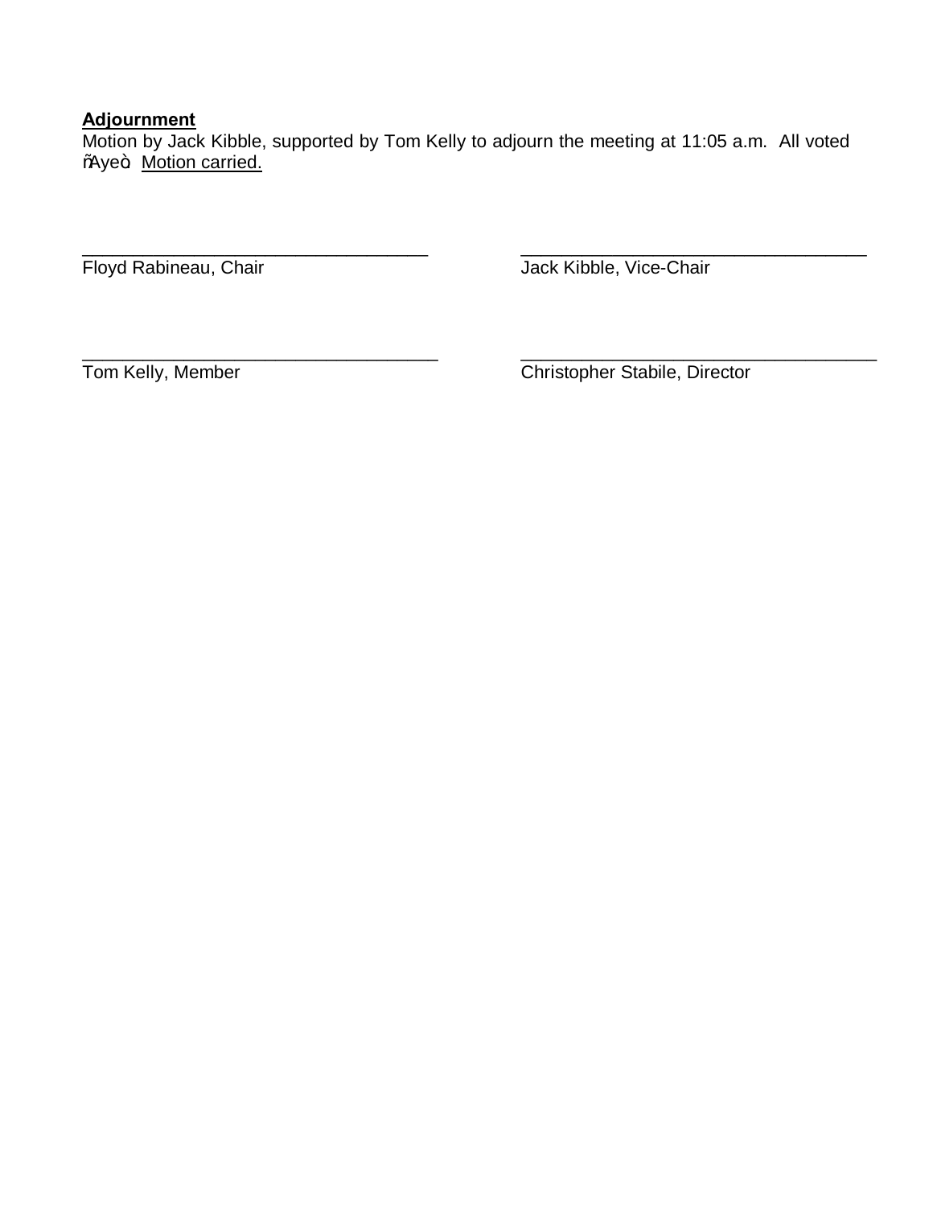**Adjournment**

Motion by Jack Kibble, supported by Tom Kelly to adjourn the meeting at 11:05 a.m. All voted "Aye". Motion carried.

___________________________________ ___________________________________

Floyd Rabineau, Chair Jack Kibble, Vice-Chair

___________________________________ ___________________________________

Tom Kelly, Member Christopher Stabile, Director